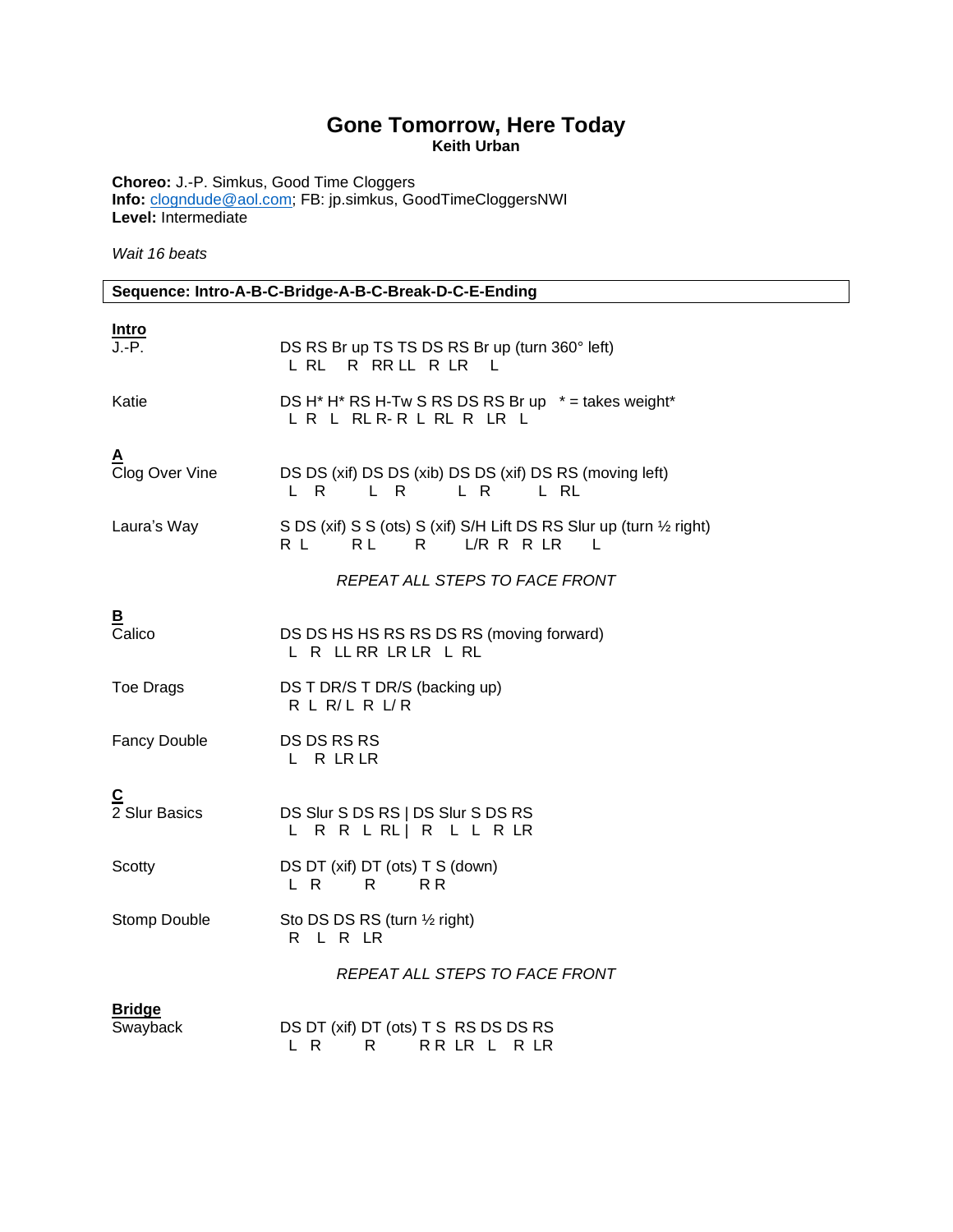# Gone Tomorrow, Here Today

**Keith Urban**

**Choreo:** J.-P. Simkus, Good Time Cloggers
**Info:** clogndude@aol.com; FB: jp.simkus, GoodTimeCloggersNWI
**Level:** Intermediate

*Wait 16 beats*

**Sequence: Intro-A-B-C-Bridge-A-B-C-Break-D-C-E-Ending**

## Intro

```
J.-P.            DS RS Br up TS TS DS RS Br up (turn 360° left)
                  L  RL    R  RR LL  R  LR    L

Katie            DS H* H* RS H-Tw S RS DS RS Br up   * = takes weight*
                  L  R  L  RL R- R  L  RL  R  LR  L
```

## A

```
Clog Over Vine   DS DS (xif) DS DS (xib) DS DS (xif) DS RS (moving left)
                  L   R        L   R        L   R        L  RL

Laura's Way      S DS (xif) S S (ots) S (xif) S/H Lift DS RS Slur up (turn ½ right)
                 R  L        R L        R       L/R  R   R  LR      L
```

*REPEAT ALL STEPS TO FACE FRONT*

## B

```
Calico           DS DS HS HS RS RS DS RS (moving forward)
                  L  R  LL RR  LR LR  L  RL

Toe Drags        DS T DR/S T DR/S (backing up)
                  R  L  R/ L  R  L/ R

Fancy Double     DS DS RS RS
                  L   R  LR LR
```

## C

```
2 Slur Basics    DS Slur S DS RS | DS Slur S DS RS
                  L   R   R  L  RL |  R   L   L  R  LR

Scotty           DS DT (xif) DT (ots) T S (down)
                  L  R         R        R R

Stomp Double     Sto DS DS RS (turn ½ right)
                  R   L  R  LR
```

*REPEAT ALL STEPS TO FACE FRONT*

## Bridge

```
Swayback         DS DT (xif) DT (ots) T S  RS DS DS RS
                  L  R         R        R R  LR  L   R  LR
```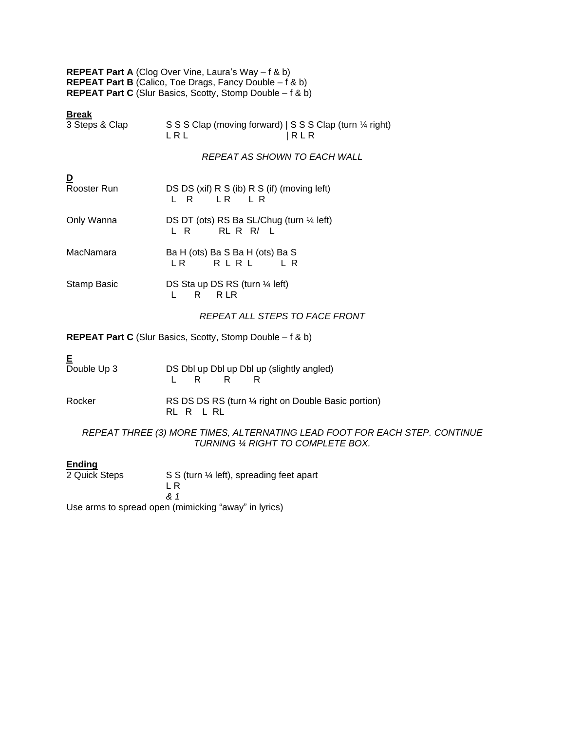**REPEAT Part A** (Clog Over Vine, Laura's Way – f & b)
**REPEAT Part B** (Calico, Toe Drags, Fancy Double – f & b)
**REPEAT Part C** (Slur Basics, Scotty, Stomp Double – f & b)

**Break**

| | |
|---|---|
| 3 Steps & Clap | S S S Clap (moving forward) \| S S S Clap (turn ¼ right)<br>L R L \| R L R |

*REPEAT AS SHOWN TO EACH WALL*

**D**

| | |
|---|---|
| Rooster Run | DS DS (xif) R S (ib) R S (if) (moving left)<br>L R L R L R |
| Only Wanna | DS DT (ots) RS Ba SL/Chug (turn ¼ left)<br>L R RL R R/ L |
| MacNamara | Ba H (ots) Ba S Ba H (ots) Ba S<br>L R R L R L L R |
| Stamp Basic | DS Sta up DS RS (turn ¼ left)<br>L R R LR |

*REPEAT ALL STEPS TO FACE FRONT*

**REPEAT Part C** (Slur Basics, Scotty, Stomp Double – f & b)

**E**

| | |
|---|---|
| Double Up 3 | DS Dbl up Dbl up Dbl up (slightly angled)<br>L R R R |
| Rocker | RS DS DS RS (turn ¼ right on Double Basic portion)<br>RL R L RL |

*REPEAT THREE (3) MORE TIMES, ALTERNATING LEAD FOOT FOR EACH STEP. CONTINUE TURNING ¼ RIGHT TO COMPLETE BOX.*

**Ending**

| | |
|---|---|
| 2 Quick Steps | S S (turn ¼ left), spreading feet apart<br>L R<br>*& 1* |

Use arms to spread open (mimicking "away" in lyrics)